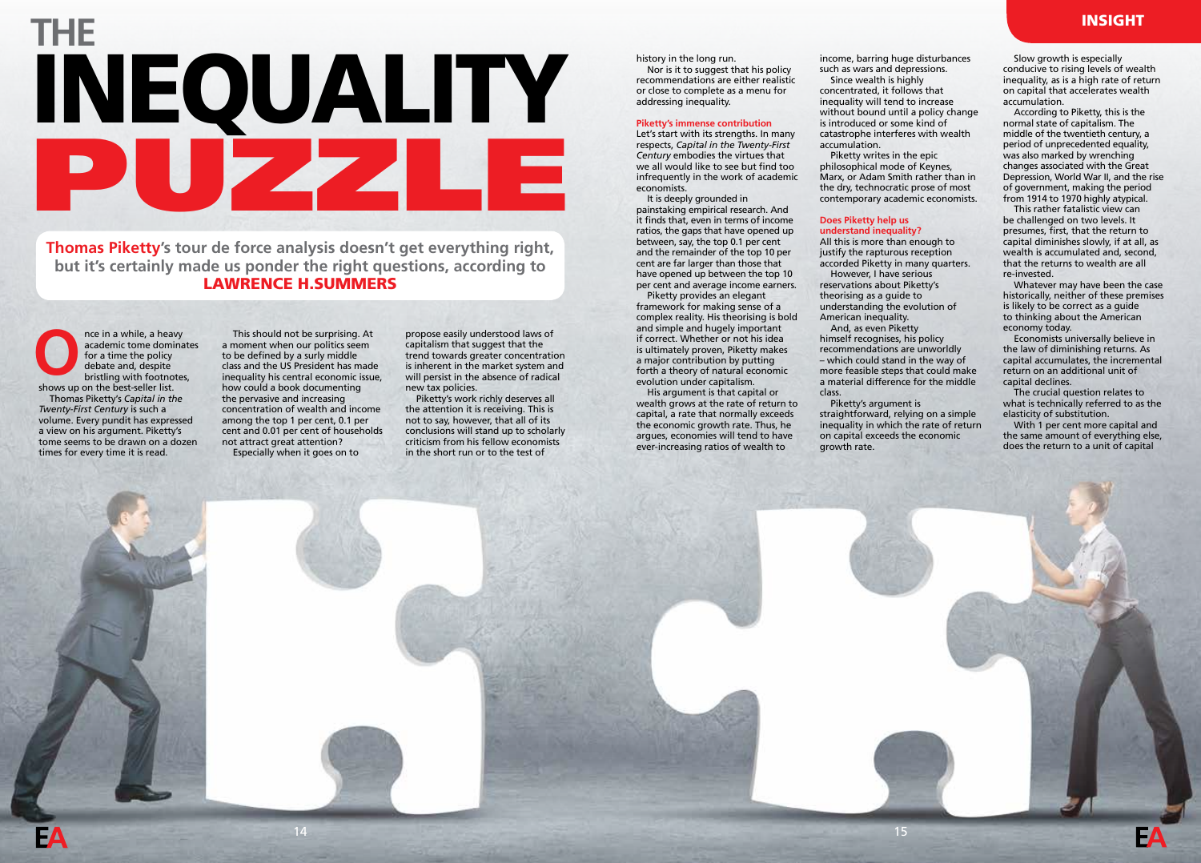# THE INEQUALITY PUZZLE

**Thomas Piketty's tour de force analysis doesn't get everything right, but it's certainly made us ponder the right questions, according to LAWRENCE H.SUMMERS**

Once in a while, a heavy academic tome dominates for a time the policy debate and, despite bristling with footnotes, shows up on the best-seller list.

Thomas Piketty's *Capital in the Twenty-First Century* is such a volume. Every pundit has expressed a view on his argument. Piketty's tome seems to be drawn on a dozen times for every time it is read.

This should not be surprising. At a moment when our politics seem to be defined by a surly middle class and the US President has made inequality his central economic issue, how could a book documenting the pervasive and increasing concentration of wealth and income among the top 1 per cent, 0.1 per cent and 0.01 per cent of households not attract great attention?

Especially when it goes on to propose easily understood laws of capitalism that suggest that the trend towards greater concentration is inherent in the market system and will persist in the absence of radical new tax policies.

Piketty's work richly deserves all the attention it is receiving. This is not to say, however, that all of its conclusions will stand up to scholarly criticism from his fellow economists in the short run or to the test of history in the long run.

Nor is it to suggest that his policy recommendations are either realistic or close to complete as a menu for addressing inequality.

### Piketty's immense contribution

Let's start with its strengths. In many respects, *Capital in the Twenty-First Century* embodies the virtues that we all would like to see but find too infrequently in the work of academic economists.

It is deeply grounded in painstaking empirical research. And it finds that, even in terms of income ratios, the gaps that have opened up between, say, the top 0.1 per cent and the remainder of the top 10 per cent are far larger than those that have opened up between the top 10 per cent and average income earners.

Piketty provides an elegant framework for making sense of a complex reality. His theorising is bold and simple and hugely important if correct. Whether or not his idea is ultimately proven, Piketty makes a major contribution by putting forth a theory of natural economic evolution under capitalism.

His argument is that capital or wealth grows at the rate of return to capital, a rate that normally exceeds the economic growth rate. Thus, he argues, economies will tend to have ever-increasing ratios of wealth to income, barring huge disturbances such as wars and depressions.

Since wealth is highly concentrated, it follows that inequality will tend to increase without bound until a policy change is introduced or some kind of catastrophe interferes with wealth accumulation.

Piketty writes in the epic philosophical mode of Keynes, Marx, or Adam Smith rather than in the dry, technocratic prose of most contemporary academic economists.

### Does Piketty help us understand inequality?

All this is more than enough to justify the rapturous reception accorded Piketty in many quarters.

However, I have serious reservations about Piketty's theorising as a guide to understanding the evolution of American inequality.

And, as even Piketty himself recognises, his policy recommendations are unworldly – which could stand in the way of more feasible steps that could make a material difference for the middle class.

Piketty's argument is straightforward, relying on a simple inequality in which the rate of return on capital exceeds the economic growth rate.

Slow growth is especially conducive to rising levels of wealth inequality, as is a high rate of return on capital that accelerates wealth accumulation.

According to Piketty, this is the normal state of capitalism. The middle of the twentieth century, a period of unprecedented equality, was also marked by wrenching changes associated with the Great Depression, World War II, and the rise of government, making the period from 1914 to 1970 highly atypical.

This rather fatalistic view can be challenged on two levels. It presumes, first, that the return to capital diminishes slowly, if at all, as wealth is accumulated and, second, that the returns to wealth are all re-invested.

Whatever may have been the case historically, neither of these premises is likely to be correct as a guide to thinking about the American economy today.

Economists universally believe in the law of diminishing returns. As capital accumulates, the incremental return on an additional unit of capital declines.

The crucial question relates to what is technically referred to as the elasticity of substitution.

With 1 per cent more capital and the same amount of everything else, does the return to a unit of capital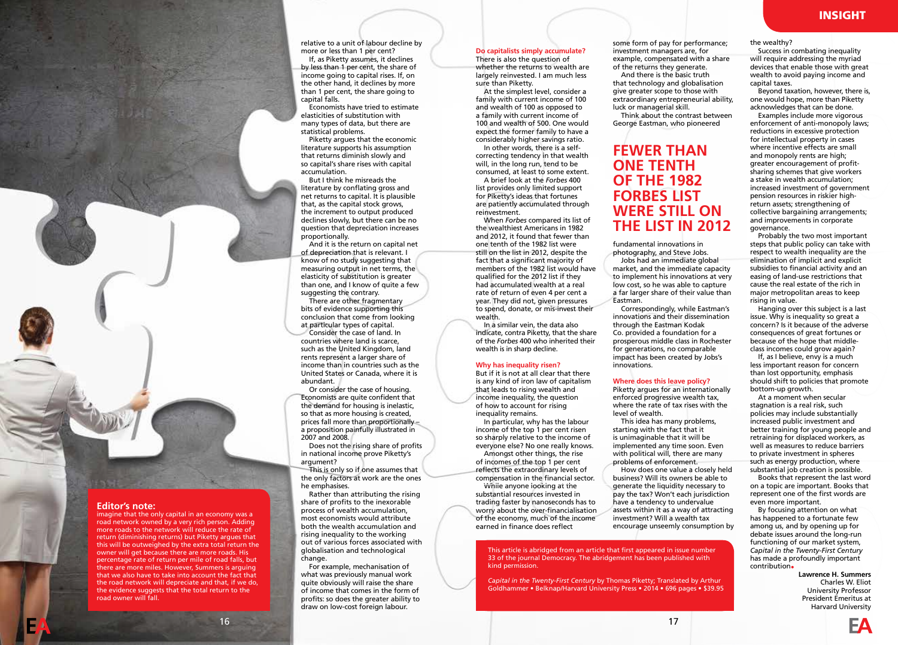relative to a unit of labour decline by more or less than 1 per cent?

If, as Piketty assumes, it declines by less than 1 per cent, the share of income going to capital rises. If, on the other hand, it declines by more than 1 per cent, the share going to capital falls.

Economists have tried to estimate elasticities of substitution with many types of data, but there are statistical problems.

Piketty argues that the economic literature supports his assumption that returns diminish slowly and so capital's share rises with capital accumulation.

But I think he misreads the literature by conflating gross and net returns to capital. It is plausible that, as the capital stock grows, the increment to output produced declines slowly, but there can be no question that depreciation increases proportionally.

And it is the return on capital net of depreciation that is relevant. I know of no study suggesting that measuring output in net terms, the elasticity of substitution is greater than one, and I know of quite a few suggesting the contrary.

There are other fragmentary bits of evidence supporting this conclusion that come from looking at particular types of capital.

Consider the case of land. In countries where land is scarce, such as the United Kingdom, land rents represent a larger share of income than in countries such as the United States or Canada, where it is abundant.

Or consider the case of housing. Economists are quite confident that the demand for housing is inelastic, so that as more housing is created, prices fall more than proportionally – a proposition painfully illustrated in 2007 and 2008.

Does not the rising share of profits in national income prove Piketty's argument?

This is only so if one assumes that the only factors at work are the ones he emphasises.

Rather than attributing the rising share of profits to the inexorable process of wealth accumulation, most economists would attribute both the wealth accumulation and rising inequality to the working out of various forces associated with globalisation and technological change.

For example, mechanisation of what was previously manual work quite obviously will raise the share of income that comes in the form of profits: so does the greater ability to draw on low-cost foreign labour.

**Editor's note:**

imagine that the only capital in an economy was a road network owned by a very rich person. Adding more roads to the network will reduce the rate of return (diminishing returns) but Piketty argues that this will be outweighed by the extra total return the owner will get because there are more roads. His percentage rate of return per mile of road falls, but there are more miles. However, Summers is arguing that we also have to take into account the fact that the road network will depreciate and that, if we do, the evidence suggests that the total return to the road owner will fall.

## Do capitalists simply accumulate?

There is also the question of whether the returns to wealth are largely reinvested. I am much less sure than Piketty.

At the simplest level, consider a family with current income of 100 and wealth of 100 as opposed to a family with current income of 100 and wealth of 500. One would expect the former family to have a considerably higher savings ratio.

In other words, there is a self-correcting tendency in that wealth will, in the long run, tend to be consumed, at least to some extent.

A brief look at the *Forbes* 400 list provides only limited support for Piketty's ideas that fortunes are patiently accumulated through reinvestment.

When *Forbes* compared its list of the wealthiest Americans in 1982 and 2012, it found that fewer than one tenth of the 1982 list were still on the list in 2012, despite the fact that a significant majority of members of the 1982 list would have qualified for the 2012 list if they had accumulated wealth at a real rate of return of even 4 per cent a year. They did not, given pressures to spend, donate, or mis-invest their wealth.

In a similar vein, the data also indicate, contra Piketty, that the share of the *Forbes* 400 who inherited their wealth is in sharp decline.

## Why has inequality risen?

But if it is not at all clear that there is any kind of iron law of capitalism that leads to rising wealth and income inequality, the question of how to account for rising inequality remains.

In particular, why has the labour income of the top 1 per cent risen so sharply relative to the income of everyone else? No one really knows.

Amongst other things, the rise of incomes of the top 1 per cent reflects the extraordinary levels of compensation in the financial sector.

While anyone looking at the substantial resources invested in trading faster by nanoseconds has to worry about the over-financialisation of the economy, much of the income earned in finance does reflect some form of pay for performance; investment managers are, for example, compensated with a share of the returns they generate.

And there is the basic truth that technology and globalisation give greater scope to those with extraordinary entrepreneurial ability, luck or managerial skill.

Think about the contrast between George Eastman, who pioneered fundamental innovations in photography, and Steve Jobs.

**FEWER THAN ONE TENTH OF THE 1982 FORBES LIST WERE STILL ON THE LIST IN 2012**

Jobs had an immediate global market, and the immediate capacity to implement his innovations at very low cost, so he was able to capture a far larger share of their value than Eastman.

Correspondingly, while Eastman's innovations and their dissemination through the Eastman Kodak Co. provided a foundation for a prosperous middle class in Rochester for generations, no comparable impact has been created by Jobs's innovations.

## Where does this leave policy?

Piketty argues for an internationally enforced progressive wealth tax, where the rate of tax rises with the level of wealth.

This idea has many problems, starting with the fact that it is unimaginable that it will be implemented any time soon. Even with political will, there are many problems of enforcement.

How does one value a closely held business? Will its owners be able to generate the liquidity necessary to pay the tax? Won't each jurisdiction have a tendency to undervalue assets within it as a way of attracting investment? Will a wealth tax encourage unseemly consumption by the wealthy?

Success in combating inequality will require addressing the myriad devices that enable those with great wealth to avoid paying income and capital taxes.

Beyond taxation, however, there is, one would hope, more than Piketty acknowledges that can be done.

Examples include more vigorous enforcement of anti-monopoly laws; reductions in excessive protection for intellectual property in cases where incentive effects are small and monopoly rents are high; greater encouragement of profit-sharing schemes that give workers a stake in wealth accumulation; increased investment of government pension resources in riskier high-return assets; strengthening of collective bargaining arrangements; and improvements in corporate governance.

Probably the two most important steps that public policy can take with respect to wealth inequality are the elimination of implicit and explicit subsidies to financial activity and an easing of land-use restrictions that cause the real estate of the rich in major metropolitan areas to keep rising in value.

Hanging over this subject is a last issue. Why is inequality so great a concern? Is it because of the adverse consequences of great fortunes or because of the hope that middle-class incomes could grow again?

If, as I believe, envy is a much less important reason for concern than lost opportunity, emphasis should shift to policies that promote bottom-up growth.

At a moment when secular stagnation is a real risk, such policies may include substantially increased public investment and better training for young people and retraining for displaced workers, as well as measures to reduce barriers to private investment in spheres such as energy production, where substantial job creation is possible.

Books that represent the last word on a topic are important. Books that represent one of the first words are even more important.

By focusing attention on what has happened to a fortunate few among us, and by opening up for debate issues around the long-run functioning of our market system, *Capital in the Twenty-First Century* has made a profoundly important contribution.

**Lawrence H. Summers**
Charles W. Eliot University Professor
President Emeritus at Harvard University

This article is abridged from an article that first appeared in issue number 33 of the journal Democracy. The abridgement has been published with kind permission.

*Capital in the Twenty-First Century* by Thomas Piketty; Translated by Arthur Goldhammer • Belknap/Harvard University Press • 2014 • 696 pages • $39.95